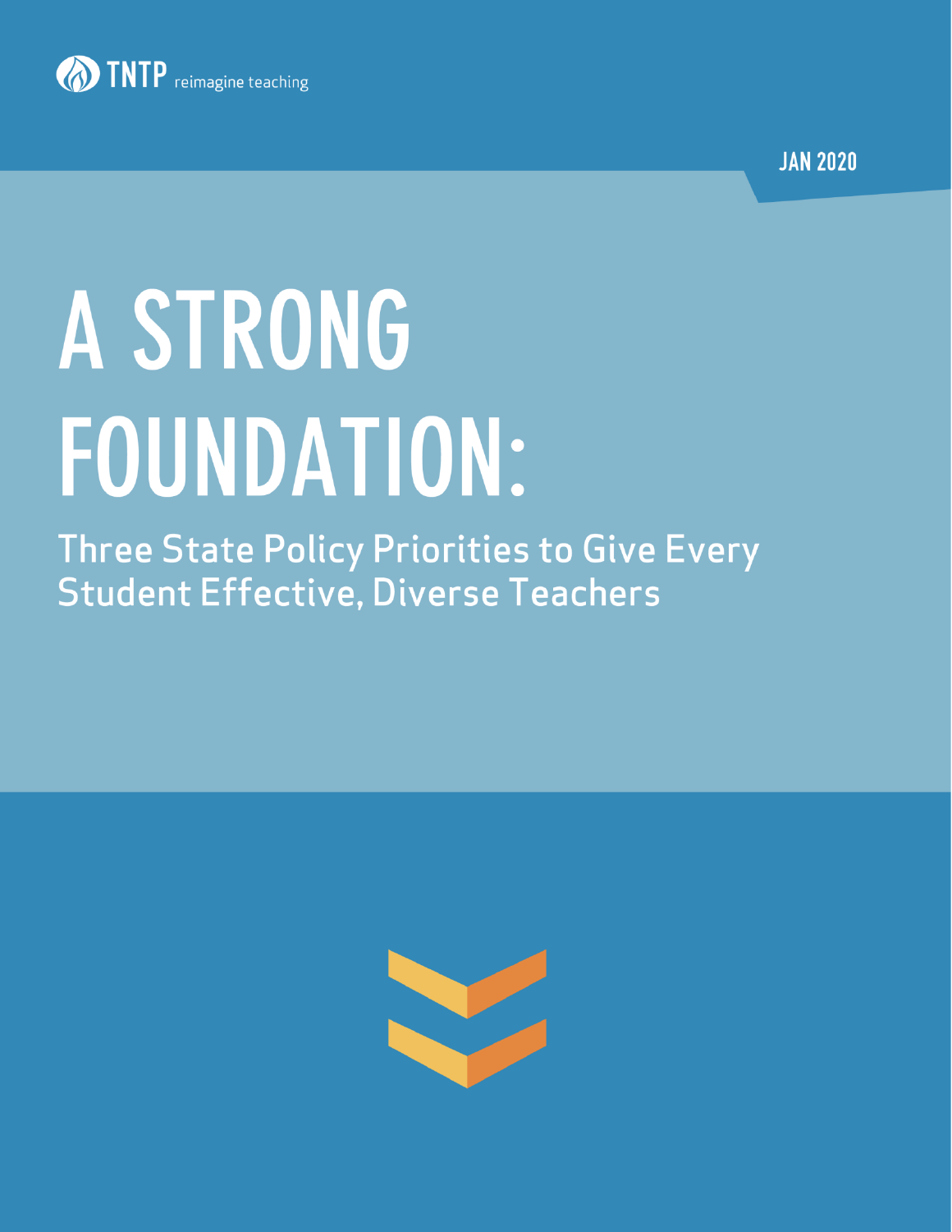TNTP reimagine teaching

JAN 2020

# A STRONG FOUNDATION:

## Three State Policy Priorities to Give Every Student Effective, Diverse Teachers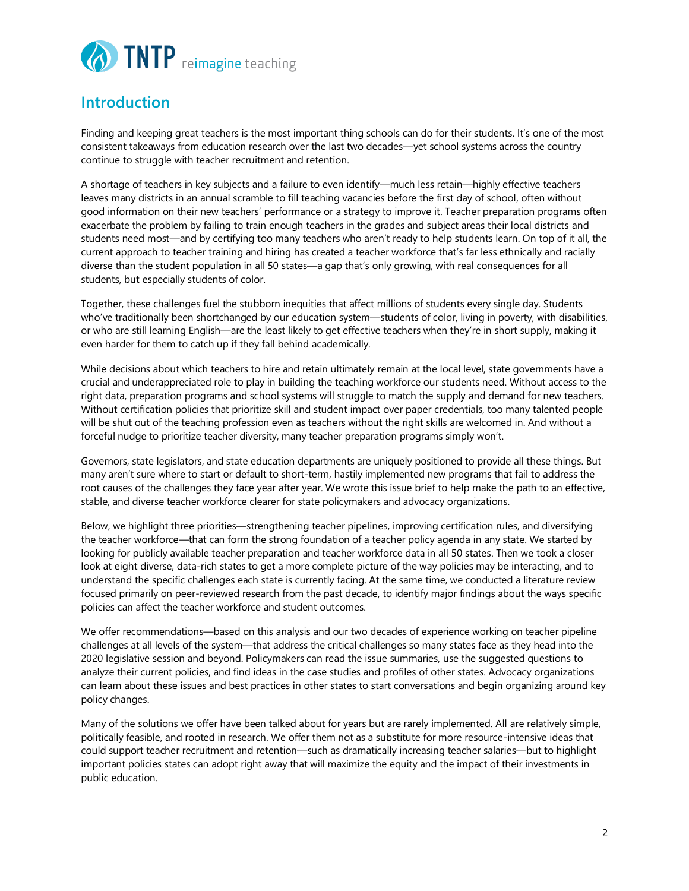## Introduction

Finding and keeping great teachers is the most important thing schools can do for their students. It's one of the most consistent takeaways from education research over the last two decades—yet school systems across the country continue to struggle with teacher recruitment and retention.

A shortage of teachers in key subjects and a failure to even identify—much less retain—highly effective teachers leaves many districts in an annual scramble to fill teaching vacancies before the first day of school, often without good information on their new teachers' performance or a strategy to improve it. Teacher preparation programs often exacerbate the problem by failing to train enough teachers in the grades and subject areas their local districts and students need most—and by certifying too many teachers who aren't ready to help students learn. On top of it all, the current approach to teacher training and hiring has created a teacher workforce that's far less ethnically and racially diverse than the student population in all 50 states—a gap that's only growing, with real consequences for all students, but especially students of color.

Together, these challenges fuel the stubborn inequities that affect millions of students every single day. Students who've traditionally been shortchanged by our education system—students of color, living in poverty, with disabilities, or who are still learning English—are the least likely to get effective teachers when they're in short supply, making it even harder for them to catch up if they fall behind academically.

While decisions about which teachers to hire and retain ultimately remain at the local level, state governments have a crucial and underappreciated role to play in building the teaching workforce our students need. Without access to the right data, preparation programs and school systems will struggle to match the supply and demand for new teachers. Without certification policies that prioritize skill and student impact over paper credentials, too many talented people will be shut out of the teaching profession even as teachers without the right skills are welcomed in. And without a forceful nudge to prioritize teacher diversity, many teacher preparation programs simply won't.

Governors, state legislators, and state education departments are uniquely positioned to provide all these things. But many aren't sure where to start or default to short-term, hastily implemented new programs that fail to address the root causes of the challenges they face year after year. We wrote this issue brief to help make the path to an effective, stable, and diverse teacher workforce clearer for state policymakers and advocacy organizations.

Below, we highlight three priorities—strengthening teacher pipelines, improving certification rules, and diversifying the teacher workforce—that can form the strong foundation of a teacher policy agenda in any state. We started by looking for publicly available teacher preparation and teacher workforce data in all 50 states. Then we took a closer look at eight diverse, data-rich states to get a more complete picture of the way policies may be interacting, and to understand the specific challenges each state is currently facing. At the same time, we conducted a literature review focused primarily on peer-reviewed research from the past decade, to identify major findings about the ways specific policies can affect the teacher workforce and student outcomes.

We offer recommendations—based on this analysis and our two decades of experience working on teacher pipeline challenges at all levels of the system—that address the critical challenges so many states face as they head into the 2020 legislative session and beyond. Policymakers can read the issue summaries, use the suggested questions to analyze their current policies, and find ideas in the case studies and profiles of other states. Advocacy organizations can learn about these issues and best practices in other states to start conversations and begin organizing around key policy changes.

Many of the solutions we offer have been talked about for years but are rarely implemented. All are relatively simple, politically feasible, and rooted in research. We offer them not as a substitute for more resource-intensive ideas that could support teacher recruitment and retention—such as dramatically increasing teacher salaries—but to highlight important policies states can adopt right away that will maximize the equity and the impact of their investments in public education.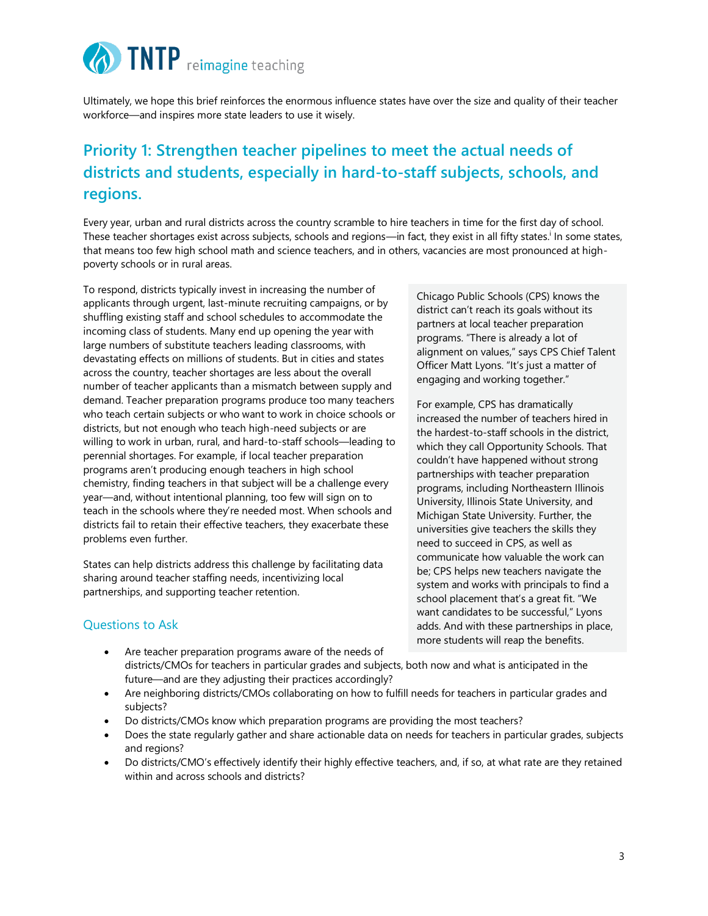Ultimately, we hope this brief reinforces the enormous influence states have over the size and quality of their teacher workforce—and inspires more state leaders to use it wisely.

## Priority 1: Strengthen teacher pipelines to meet the actual needs of districts and students, especially in hard-to-staff subjects, schools, and regions.

Every year, urban and rural districts across the country scramble to hire teachers in time for the first day of school. These teacher shortages exist across subjects, schools and regions—in fact, they exist in all fifty states.[i] In some states, that means too few high school math and science teachers, and in others, vacancies are most pronounced at high-poverty schools or in rural areas.

To respond, districts typically invest in increasing the number of applicants through urgent, last-minute recruiting campaigns, or by shuffling existing staff and school schedules to accommodate the incoming class of students. Many end up opening the year with large numbers of substitute teachers leading classrooms, with devastating effects on millions of students. But in cities and states across the country, teacher shortages are less about the overall number of teacher applicants than a mismatch between supply and demand. Teacher preparation programs produce too many teachers who teach certain subjects or who want to work in choice schools or districts, but not enough who teach high-need subjects or are willing to work in urban, rural, and hard-to-staff schools—leading to perennial shortages. For example, if local teacher preparation programs aren't producing enough teachers in high school chemistry, finding teachers in that subject will be a challenge every year—and, without intentional planning, too few will sign on to teach in the schools where they're needed most. When schools and districts fail to retain their effective teachers, they exacerbate these problems even further.

States can help districts address this challenge by facilitating data sharing around teacher staffing needs, incentivizing local partnerships, and supporting teacher retention.

> Chicago Public Schools (CPS) knows the district can't reach its goals without its partners at local teacher preparation programs. "There is already a lot of alignment on values," says CPS Chief Talent Officer Matt Lyons. "It's just a matter of engaging and working together."
>
> For example, CPS has dramatically increased the number of teachers hired in the hardest-to-staff schools in the district, which they call Opportunity Schools. That couldn't have happened without strong partnerships with teacher preparation programs, including Northeastern Illinois University, Illinois State University, and Michigan State University. Further, the universities give teachers the skills they need to succeed in CPS, as well as communicate how valuable the work can be; CPS helps new teachers navigate the system and works with principals to find a school placement that's a great fit. "We want candidates to be successful," Lyons adds. And with these partnerships in place, more students will reap the benefits.

### Questions to Ask

- Are teacher preparation programs aware of the needs of districts/CMOs for teachers in particular grades and subjects, both now and what is anticipated in the future—and are they adjusting their practices accordingly?
- Are neighboring districts/CMOs collaborating on how to fulfill needs for teachers in particular grades and subjects?
- Do districts/CMOs know which preparation programs are providing the most teachers?
- Does the state regularly gather and share actionable data on needs for teachers in particular grades, subjects and regions?
- Do districts/CMO's effectively identify their highly effective teachers, and, if so, at what rate are they retained within and across schools and districts?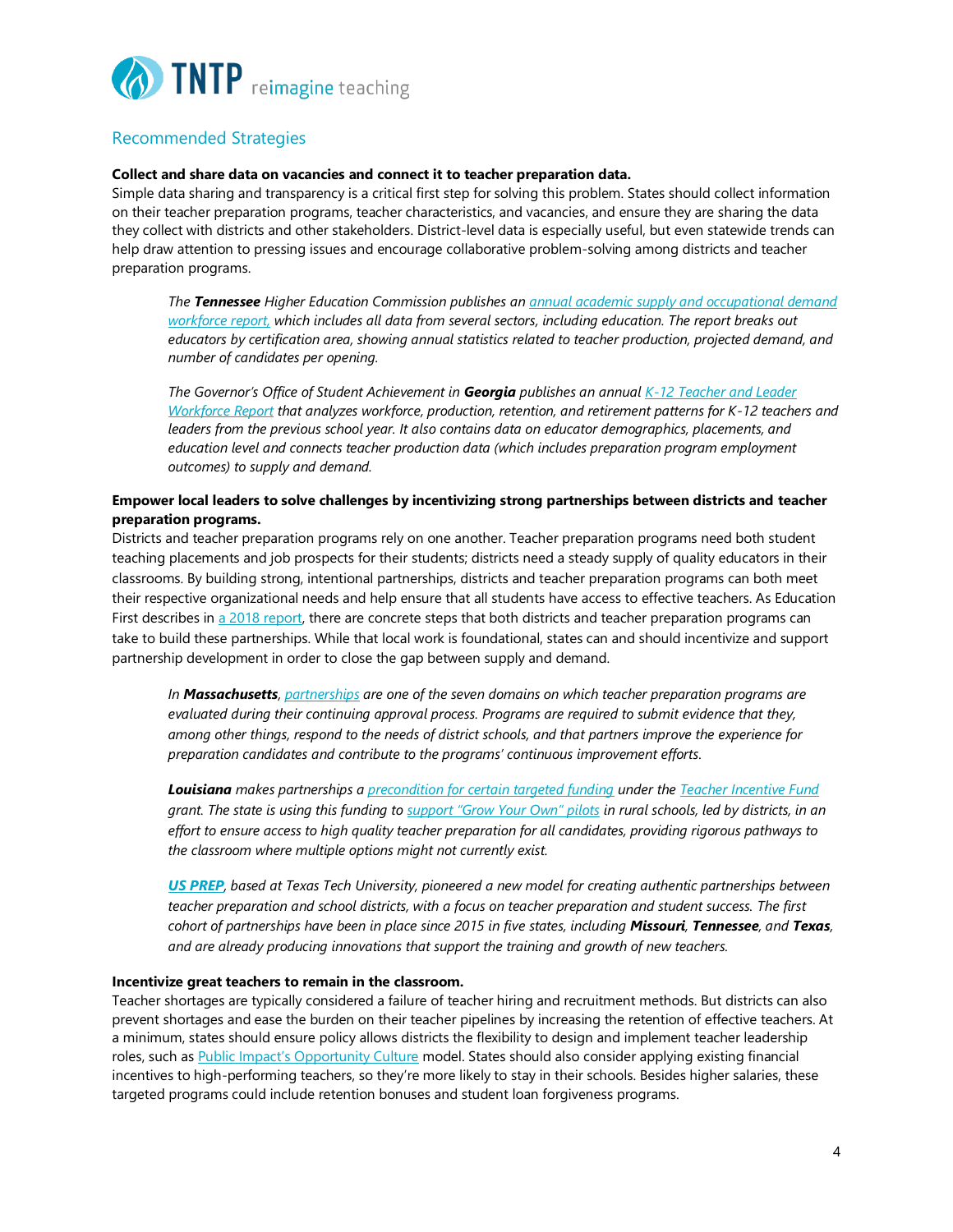## Recommended Strategies

**Collect and share data on vacancies and connect it to teacher preparation data.**
Simple data sharing and transparency is a critical first step for solving this problem. States should collect information on their teacher preparation programs, teacher characteristics, and vacancies, and ensure they are sharing the data they collect with districts and other stakeholders. District-level data is especially useful, but even statewide trends can help draw attention to pressing issues and encourage collaborative problem-solving among districts and teacher preparation programs.

> *The **Tennessee** Higher Education Commission publishes an annual academic supply and occupational demand workforce report, which includes all data from several sectors, including education. The report breaks out educators by certification area, showing annual statistics related to teacher production, projected demand, and number of candidates per opening.*
>
> *The Governor's Office of Student Achievement in **Georgia** publishes an annual K-12 Teacher and Leader Workforce Report that analyzes workforce, production, retention, and retirement patterns for K-12 teachers and leaders from the previous school year. It also contains data on educator demographics, placements, and education level and connects teacher production data (which includes preparation program employment outcomes) to supply and demand.*

**Empower local leaders to solve challenges by incentivizing strong partnerships between districts and teacher preparation programs.**
Districts and teacher preparation programs rely on one another. Teacher preparation programs need both student teaching placements and job prospects for their students; districts need a steady supply of quality educators in their classrooms. By building strong, intentional partnerships, districts and teacher preparation programs can both meet their respective organizational needs and help ensure that all students have access to effective teachers. As Education First describes in a 2018 report, there are concrete steps that both districts and teacher preparation programs can take to build these partnerships. While that local work is foundational, states can and should incentivize and support partnership development in order to close the gap between supply and demand.

> *In **Massachusetts**, partnerships are one of the seven domains on which teacher preparation programs are evaluated during their continuing approval process. Programs are required to submit evidence that they, among other things, respond to the needs of district schools, and that partners improve the experience for preparation candidates and contribute to the programs' continuous improvement efforts.*
>
> ***Louisiana** makes partnerships a precondition for certain targeted funding under the Teacher Incentive Fund grant. The state is using this funding to support "Grow Your Own" pilots in rural schools, led by districts, in an effort to ensure access to high quality teacher preparation for all candidates, providing rigorous pathways to the classroom where multiple options might not currently exist.*
>
> ***US PREP**, based at Texas Tech University, pioneered a new model for creating authentic partnerships between teacher preparation and school districts, with a focus on teacher preparation and student success. The first cohort of partnerships have been in place since 2015 in five states, including **Missouri**, **Tennessee**, and **Texas**, and are already producing innovations that support the training and growth of new teachers.*

**Incentivize great teachers to remain in the classroom.**
Teacher shortages are typically considered a failure of teacher hiring and recruitment methods. But districts can also prevent shortages and ease the burden on their teacher pipelines by increasing the retention of effective teachers. At a minimum, states should ensure policy allows districts the flexibility to design and implement teacher leadership roles, such as Public Impact's Opportunity Culture model. States should also consider applying existing financial incentives to high-performing teachers, so they're more likely to stay in their schools. Besides higher salaries, these targeted programs could include retention bonuses and student loan forgiveness programs.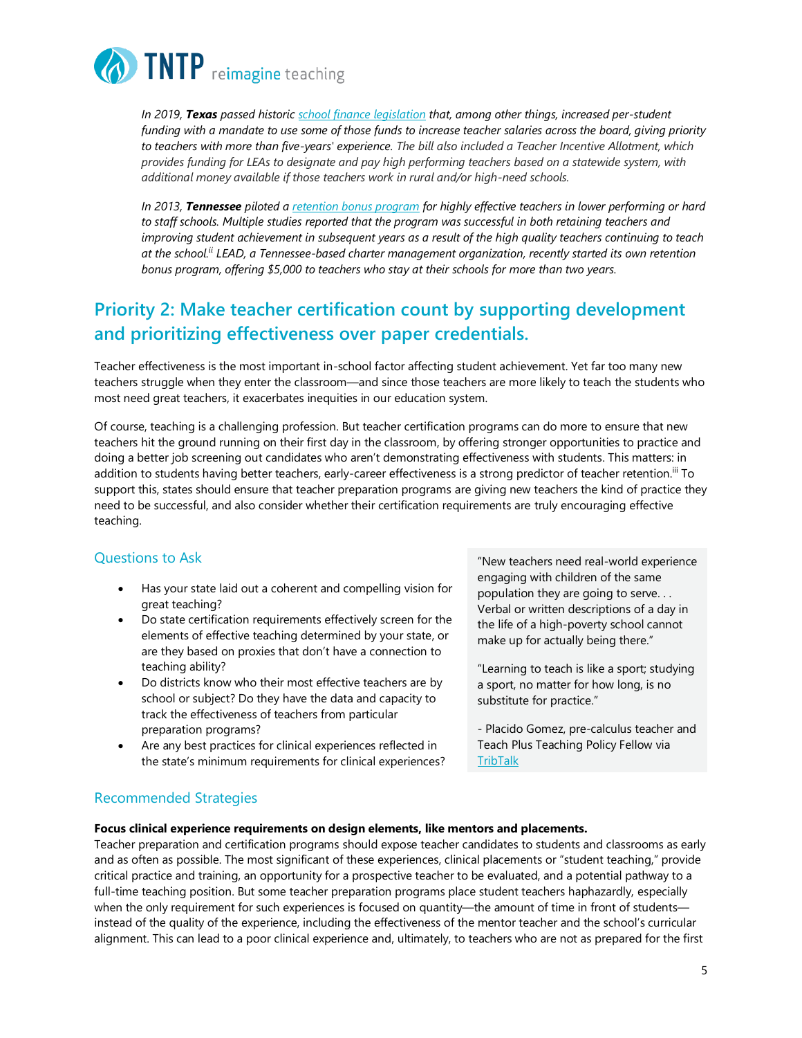*In 2019, **Texas** passed historic [school finance legislation](school finance legislation) that, among other things, increased per-student funding with a mandate to use some of those funds to increase teacher salaries across the board, giving priority to teachers with more than five-years' experience. The bill also included a Teacher Incentive Allotment, which provides funding for LEAs to designate and pay high performing teachers based on a statewide system, with additional money available if those teachers work in rural and/or high-need schools.*

*In 2013, **Tennessee** piloted a [retention bonus program](retention bonus program) for highly effective teachers in lower performing or hard to staff schools. Multiple studies reported that the program was successful in both retaining teachers and improving student achievement in subsequent years as a result of the high quality teachers continuing to teach at the school.[ii] LEAD, a Tennessee-based charter management organization, recently started its own retention bonus program, offering $5,000 to teachers who stay at their schools for more than two years.*

## Priority 2: Make teacher certification count by supporting development and prioritizing effectiveness over paper credentials.

Teacher effectiveness is the most important in-school factor affecting student achievement. Yet far too many new teachers struggle when they enter the classroom—and since those teachers are more likely to teach the students who most need great teachers, it exacerbates inequities in our education system.

Of course, teaching is a challenging profession. But teacher certification programs can do more to ensure that new teachers hit the ground running on their first day in the classroom, by offering stronger opportunities to practice and doing a better job screening out candidates who aren't demonstrating effectiveness with students. This matters: in addition to students having better teachers, early-career effectiveness is a strong predictor of teacher retention.[iii] To support this, states should ensure that teacher preparation programs are giving new teachers the kind of practice they need to be successful, and also consider whether their certification requirements are truly encouraging effective teaching.

### Questions to Ask

- Has your state laid out a coherent and compelling vision for great teaching?
- Do state certification requirements effectively screen for the elements of effective teaching determined by your state, or are they based on proxies that don't have a connection to teaching ability?
- Do districts know who their most effective teachers are by school or subject? Do they have the data and capacity to track the effectiveness of teachers from particular preparation programs?
- Are any best practices for clinical experiences reflected in the state's minimum requirements for clinical experiences?

> "New teachers need real-world experience engaging with children of the same population they are going to serve. . . Verbal or written descriptions of a day in the life of a high-poverty school cannot make up for actually being there."
>
> "Learning to teach is like a sport; studying a sport, no matter for how long, is no substitute for practice."
>
> - Placido Gomez, pre-calculus teacher and Teach Plus Teaching Policy Fellow via [TribTalk](TribTalk)

### Recommended Strategies

**Focus clinical experience requirements on design elements, like mentors and placements.**
Teacher preparation and certification programs should expose teacher candidates to students and classrooms as early and as often as possible. The most significant of these experiences, clinical placements or "student teaching," provide critical practice and training, an opportunity for a prospective teacher to be evaluated, and a potential pathway to a full-time teaching position. But some teacher preparation programs place student teachers haphazardly, especially when the only requirement for such experiences is focused on quantity—the amount of time in front of students—instead of the quality of the experience, including the effectiveness of the mentor teacher and the school's curricular alignment. This can lead to a poor clinical experience and, ultimately, to teachers who are not as prepared for the first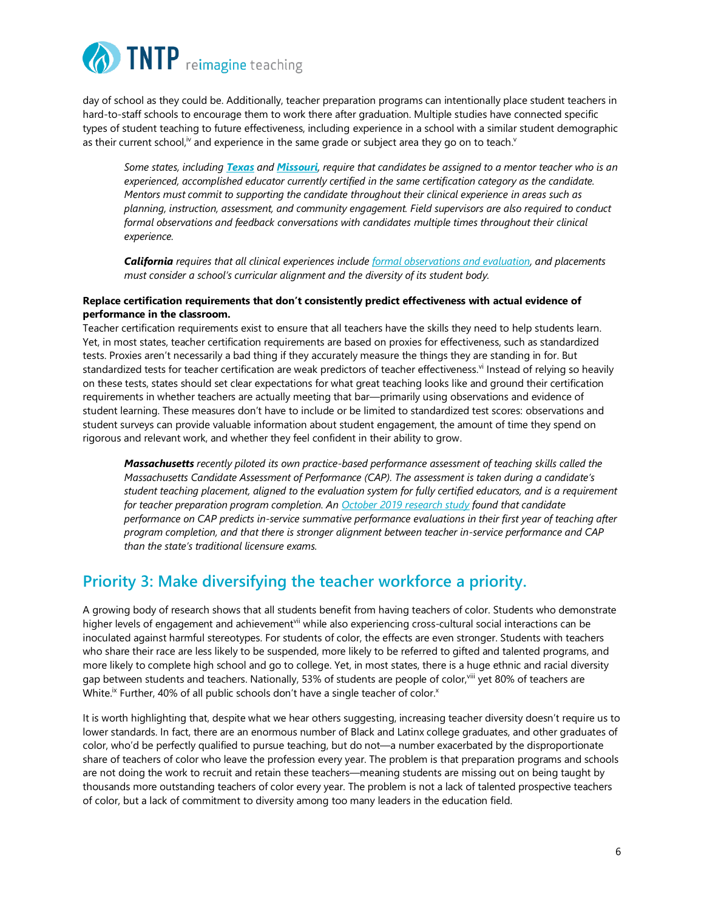day of school as they could be. Additionally, teacher preparation programs can intentionally place student teachers in hard-to-staff schools to encourage them to work there after graduation. Multiple studies have connected specific types of student teaching to future effectiveness, including experience in a school with a similar student demographic as their current school,[iv] and experience in the same grade or subject area they go on to teach.[v]

> *Some states, including **Texas** and **Missouri**, require that candidates be assigned to a mentor teacher who is an experienced, accomplished educator currently certified in the same certification category as the candidate. Mentors must commit to supporting the candidate throughout their clinical experience in areas such as planning, instruction, assessment, and community engagement. Field supervisors are also required to conduct formal observations and feedback conversations with candidates multiple times throughout their clinical experience.*
>
> ***California** requires that all clinical experiences include formal observations and evaluation, and placements must consider a school's curricular alignment and the diversity of its student body.*

**Replace certification requirements that don't consistently predict effectiveness with actual evidence of performance in the classroom.**

Teacher certification requirements exist to ensure that all teachers have the skills they need to help students learn. Yet, in most states, teacher certification requirements are based on proxies for effectiveness, such as standardized tests. Proxies aren't necessarily a bad thing if they accurately measure the things they are standing in for. But standardized tests for teacher certification are weak predictors of teacher effectiveness.[vi] Instead of relying so heavily on these tests, states should set clear expectations for what great teaching looks like and ground their certification requirements in whether teachers are actually meeting that bar—primarily using observations and evidence of student learning. These measures don't have to include or be limited to standardized test scores: observations and student surveys can provide valuable information about student engagement, the amount of time they spend on rigorous and relevant work, and whether they feel confident in their ability to grow.

> ***Massachusetts** recently piloted its own practice-based performance assessment of teaching skills called the Massachusetts Candidate Assessment of Performance (CAP). The assessment is taken during a candidate's student teaching placement, aligned to the evaluation system for fully certified educators, and is a requirement for teacher preparation program completion. An October 2019 research study found that candidate performance on CAP predicts in-service summative performance evaluations in their first year of teaching after program completion, and that there is stronger alignment between teacher in-service performance and CAP than the state's traditional licensure exams.*

## Priority 3: Make diversifying the teacher workforce a priority.

A growing body of research shows that all students benefit from having teachers of color. Students who demonstrate higher levels of engagement and achievement[vii] while also experiencing cross-cultural social interactions can be inoculated against harmful stereotypes. For students of color, the effects are even stronger. Students with teachers who share their race are less likely to be suspended, more likely to be referred to gifted and talented programs, and more likely to complete high school and go to college. Yet, in most states, there is a huge ethnic and racial diversity gap between students and teachers. Nationally, 53% of students are people of color,[viii] yet 80% of teachers are White.[ix] Further, 40% of all public schools don't have a single teacher of color.[x]

It is worth highlighting that, despite what we hear others suggesting, increasing teacher diversity doesn't require us to lower standards. In fact, there are an enormous number of Black and Latinx college graduates, and other graduates of color, who'd be perfectly qualified to pursue teaching, but do not—a number exacerbated by the disproportionate share of teachers of color who leave the profession every year. The problem is that preparation programs and schools are not doing the work to recruit and retain these teachers—meaning students are missing out on being taught by thousands more outstanding teachers of color every year. The problem is not a lack of talented prospective teachers of color, but a lack of commitment to diversity among too many leaders in the education field.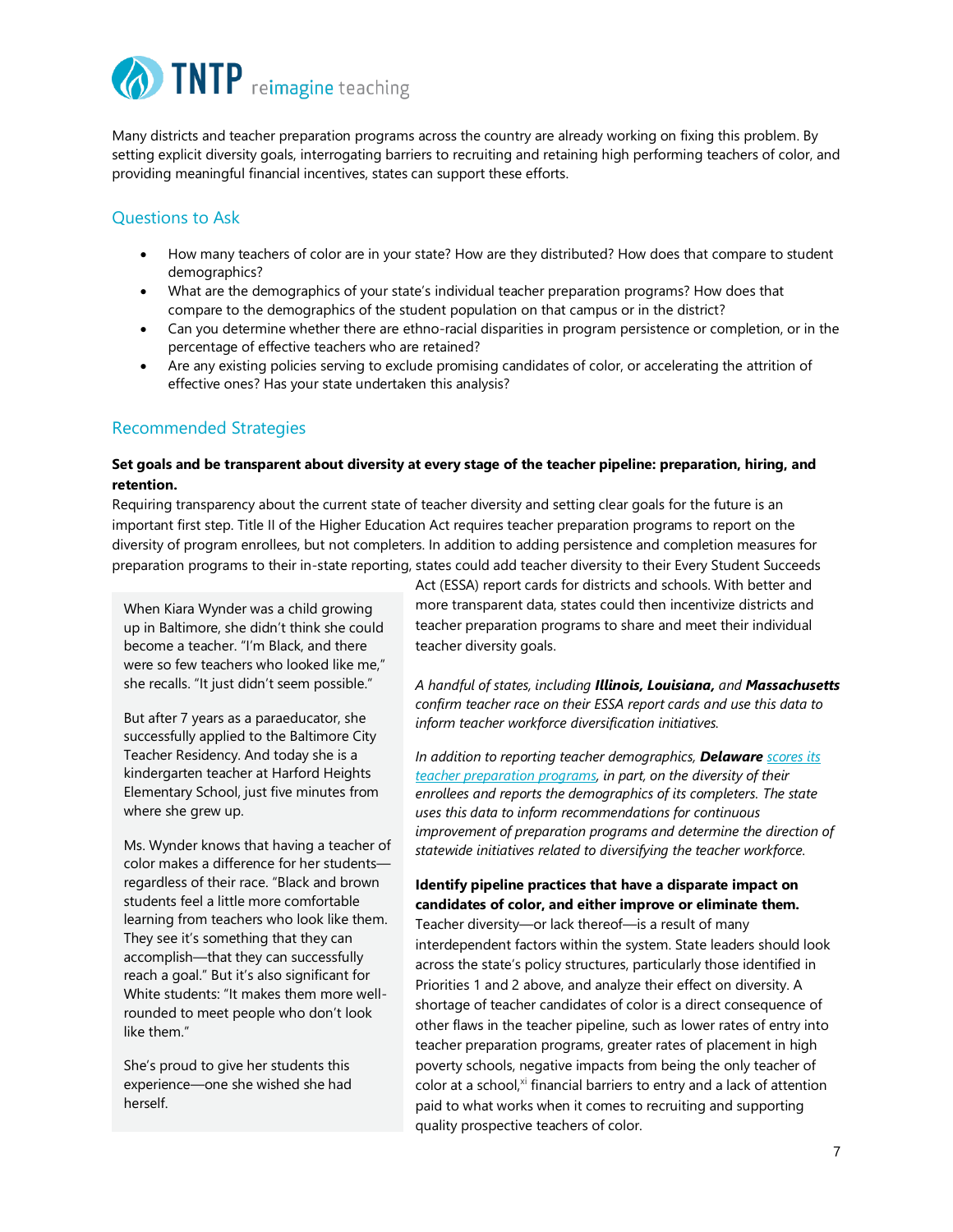Many districts and teacher preparation programs across the country are already working on fixing this problem. By setting explicit diversity goals, interrogating barriers to recruiting and retaining high performing teachers of color, and providing meaningful financial incentives, states can support these efforts.

## Questions to Ask

- How many teachers of color are in your state? How are they distributed? How does that compare to student demographics?
- What are the demographics of your state's individual teacher preparation programs? How does that compare to the demographics of the student population on that campus or in the district?
- Can you determine whether there are ethno-racial disparities in program persistence or completion, or in the percentage of effective teachers who are retained?
- Are any existing policies serving to exclude promising candidates of color, or accelerating the attrition of effective ones? Has your state undertaken this analysis?

## Recommended Strategies

**Set goals and be transparent about diversity at every stage of the teacher pipeline: preparation, hiring, and retention.**

Requiring transparency about the current state of teacher diversity and setting clear goals for the future is an important first step. Title II of the Higher Education Act requires teacher preparation programs to report on the diversity of program enrollees, but not completers. In addition to adding persistence and completion measures for preparation programs to their in-state reporting, states could add teacher diversity to their Every Student Succeeds Act (ESSA) report cards for districts and schools. With better and more transparent data, states could then incentivize districts and teacher preparation programs to share and meet their individual teacher diversity goals.

*A handful of states, including* ***Illinois, Louisiana,*** *and* ***Massachusetts*** *confirm teacher race on their ESSA report cards and use this data to inform teacher workforce diversification initiatives.*

*In addition to reporting teacher demographics,* ***Delaware*** *scores its teacher preparation programs, in part, on the diversity of their enrollees and reports the demographics of its completers. The state uses this data to inform recommendations for continuous improvement of preparation programs and determine the direction of statewide initiatives related to diversifying the teacher workforce.*

**Identify pipeline practices that have a disparate impact on candidates of color, and either improve or eliminate them.**

Teacher diversity—or lack thereof—is a result of many interdependent factors within the system. State leaders should look across the state's policy structures, particularly those identified in Priorities 1 and 2 above, and analyze their effect on diversity. A shortage of teacher candidates of color is a direct consequence of other flaws in the teacher pipeline, such as lower rates of entry into teacher preparation programs, greater rates of placement in high poverty schools, negative impacts from being the only teacher of color at a school,[xi] financial barriers to entry and a lack of attention paid to what works when it comes to recruiting and supporting quality prospective teachers of color.

> When Kiara Wynder was a child growing up in Baltimore, she didn't think she could become a teacher. "I'm Black, and there were so few teachers who looked like me," she recalls. "It just didn't seem possible."
>
> But after 7 years as a paraeducator, she successfully applied to the Baltimore City Teacher Residency. And today she is a kindergarten teacher at Harford Heights Elementary School, just five minutes from where she grew up.
>
> Ms. Wynder knows that having a teacher of color makes a difference for her students—regardless of their race. "Black and brown students feel a little more comfortable learning from teachers who look like them. They see it's something that they can accomplish—that they can successfully reach a goal." But it's also significant for White students: "It makes them more well-rounded to meet people who don't look like them."
>
> She's proud to give her students this experience—one she wished she had herself.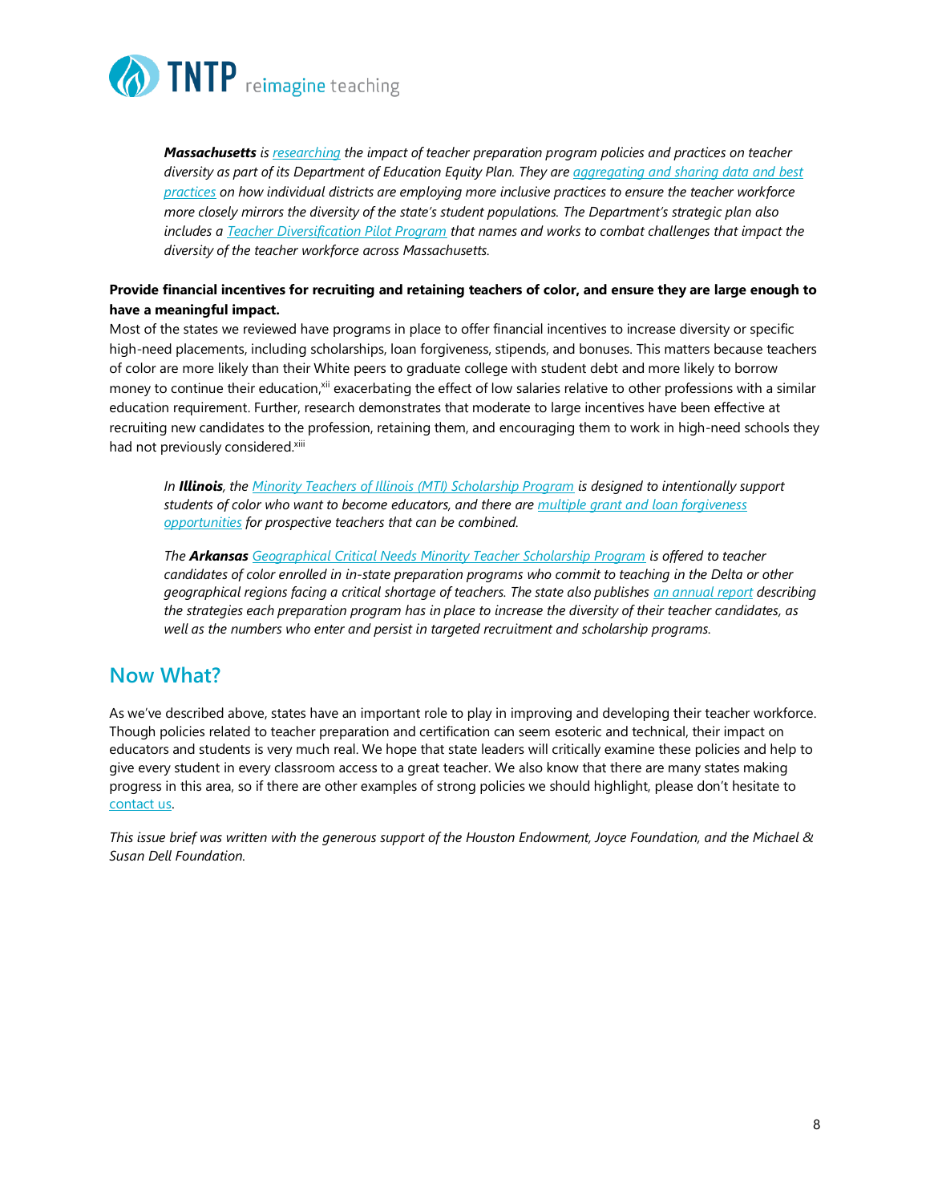***Massachusetts*** *is* [*researching*]() *the impact of teacher preparation program policies and practices on teacher diversity as part of its Department of Education Equity Plan. They are* [*aggregating and sharing data and best practices*]() *on how individual districts are employing more inclusive practices to ensure the teacher workforce more closely mirrors the diversity of the state's student populations. The Department's strategic plan also includes a* [*Teacher Diversification Pilot Program*]() *that names and works to combat challenges that impact the diversity of the teacher workforce across Massachusetts.*

**Provide financial incentives for recruiting and retaining teachers of color, and ensure they are large enough to have a meaningful impact.**

Most of the states we reviewed have programs in place to offer financial incentives to increase diversity or specific high-need placements, including scholarships, loan forgiveness, stipends, and bonuses. This matters because teachers of color are more likely than their White peers to graduate college with student debt and more likely to borrow money to continue their education,[xii] exacerbating the effect of low salaries relative to other professions with a similar education requirement. Further, research demonstrates that moderate to large incentives have been effective at recruiting new candidates to the profession, retaining them, and encouraging them to work in high-need schools they had not previously considered.[xiii]

*In* ***Illinois****, the* [*Minority Teachers of Illinois (MTI) Scholarship Program*]() *is designed to intentionally support students of color who want to become educators, and there are* [*multiple grant and loan forgiveness opportunities*]() *for prospective teachers that can be combined.*

*The* ***Arkansas*** [*Geographical Critical Needs Minority Teacher Scholarship Program*]() *is offered to teacher candidates of color enrolled in in-state preparation programs who commit to teaching in the Delta or other geographical regions facing a critical shortage of teachers. The state also publishes* [*an annual report*]() *describing the strategies each preparation program has in place to increase the diversity of their teacher candidates, as well as the numbers who enter and persist in targeted recruitment and scholarship programs.*

## Now What?

As we've described above, states have an important role to play in improving and developing their teacher workforce. Though policies related to teacher preparation and certification can seem esoteric and technical, their impact on educators and students is very much real. We hope that state leaders will critically examine these policies and help to give every student in every classroom access to a great teacher. We also know that there are many states making progress in this area, so if there are other examples of strong policies we should highlight, please don't hesitate to [contact us]().

*This issue brief was written with the generous support of the Houston Endowment, Joyce Foundation, and the Michael & Susan Dell Foundation.*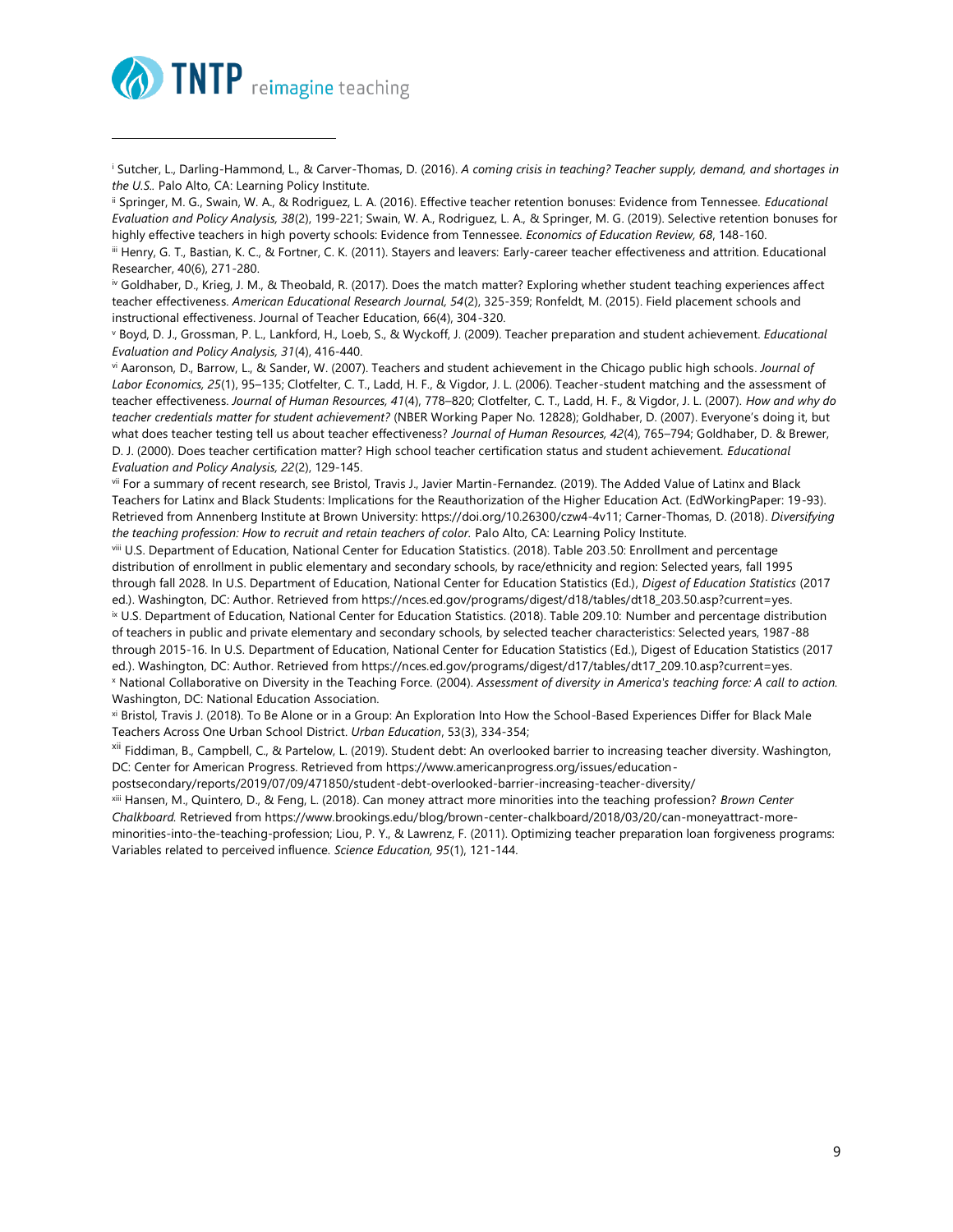[i] Sutcher, L., Darling-Hammond, L., & Carver-Thomas, D. (2016). *A coming crisis in teaching? Teacher supply, demand, and shortages in the U.S..* Palo Alto, CA: Learning Policy Institute.

[ii] Springer, M. G., Swain, W. A., & Rodriguez, L. A. (2016). Effective teacher retention bonuses: Evidence from Tennessee. *Educational Evaluation and Policy Analysis, 38*(2), 199-221; Swain, W. A., Rodriguez, L. A., & Springer, M. G. (2019). Selective retention bonuses for highly effective teachers in high poverty schools: Evidence from Tennessee. *Economics of Education Review, 68*, 148-160.

[iii] Henry, G. T., Bastian, K. C., & Fortner, C. K. (2011). Stayers and leavers: Early-career teacher effectiveness and attrition. Educational Researcher, 40(6), 271-280.

[iv] Goldhaber, D., Krieg, J. M., & Theobald, R. (2017). Does the match matter? Exploring whether student teaching experiences affect teacher effectiveness. *American Educational Research Journal, 54*(2), 325-359; Ronfeldt, M. (2015). Field placement schools and instructional effectiveness. Journal of Teacher Education, 66(4), 304-320.

[v] Boyd, D. J., Grossman, P. L., Lankford, H., Loeb, S., & Wyckoff, J. (2009). Teacher preparation and student achievement. *Educational Evaluation and Policy Analysis, 31*(4), 416-440.

[vi] Aaronson, D., Barrow, L., & Sander, W. (2007). Teachers and student achievement in the Chicago public high schools. *Journal of Labor Economics, 25*(1), 95–135; Clotfelter, C. T., Ladd, H. F., & Vigdor, J. L. (2006). Teacher-student matching and the assessment of teacher effectiveness. *Journal of Human Resources, 41*(4), 778–820; Clotfelter, C. T., Ladd, H. F., & Vigdor, J. L. (2007). *How and why do teacher credentials matter for student achievement?* (NBER Working Paper No. 12828); Goldhaber, D. (2007). Everyone's doing it, but what does teacher testing tell us about teacher effectiveness? *Journal of Human Resources, 42*(4), 765–794; Goldhaber, D. & Brewer, D. J. (2000). Does teacher certification matter? High school teacher certification status and student achievement. *Educational Evaluation and Policy Analysis, 22*(2), 129-145.

[vii] For a summary of recent research, see Bristol, Travis J., Javier Martin-Fernandez. (2019). The Added Value of Latinx and Black Teachers for Latinx and Black Students: Implications for the Reauthorization of the Higher Education Act. (EdWorkingPaper: 19-93). Retrieved from Annenberg Institute at Brown University: https://doi.org/10.26300/czw4-4v11; Carner-Thomas, D. (2018). *Diversifying the teaching profession: How to recruit and retain teachers of color.* Palo Alto, CA: Learning Policy Institute.

[viii] U.S. Department of Education, National Center for Education Statistics. (2018). Table 203.50: Enrollment and percentage distribution of enrollment in public elementary and secondary schools, by race/ethnicity and region: Selected years, fall 1995 through fall 2028. In U.S. Department of Education, National Center for Education Statistics (Ed.), *Digest of Education Statistics* (2017 ed.). Washington, DC: Author. Retrieved from https://nces.ed.gov/programs/digest/d18/tables/dt18_203.50.asp?current=yes.

[ix] U.S. Department of Education, National Center for Education Statistics. (2018). Table 209.10: Number and percentage distribution of teachers in public and private elementary and secondary schools, by selected teacher characteristics: Selected years, 1987-88 through 2015-16. In U.S. Department of Education, National Center for Education Statistics (Ed.), Digest of Education Statistics (2017 ed.). Washington, DC: Author. Retrieved from https://nces.ed.gov/programs/digest/d17/tables/dt17_209.10.asp?current=yes.

[x] National Collaborative on Diversity in the Teaching Force. (2004). *Assessment of diversity in America's teaching force: A call to action.* Washington, DC: National Education Association.

[xi] Bristol, Travis J. (2018). To Be Alone or in a Group: An Exploration Into How the School-Based Experiences Differ for Black Male Teachers Across One Urban School District. *Urban Education*, 53(3), 334-354;

[xii] Fiddiman, B., Campbell, C., & Partelow, L. (2019). Student debt: An overlooked barrier to increasing teacher diversity. Washington, DC: Center for American Progress. Retrieved from https://www.americanprogress.org/issues/education-postsecondary/reports/2019/07/09/471850/student-debt-overlooked-barrier-increasing-teacher-diversity/

[xiii] Hansen, M., Quintero, D., & Feng, L. (2018). Can money attract more minorities into the teaching profession? *Brown Center Chalkboard.* Retrieved from https://www.brookings.edu/blog/brown-center-chalkboard/2018/03/20/can-moneyattract-more-minorities-into-the-teaching-profession; Liou, P. Y., & Lawrenz, F. (2011). Optimizing teacher preparation loan forgiveness programs: Variables related to perceived influence. *Science Education, 95*(1), 121-144.